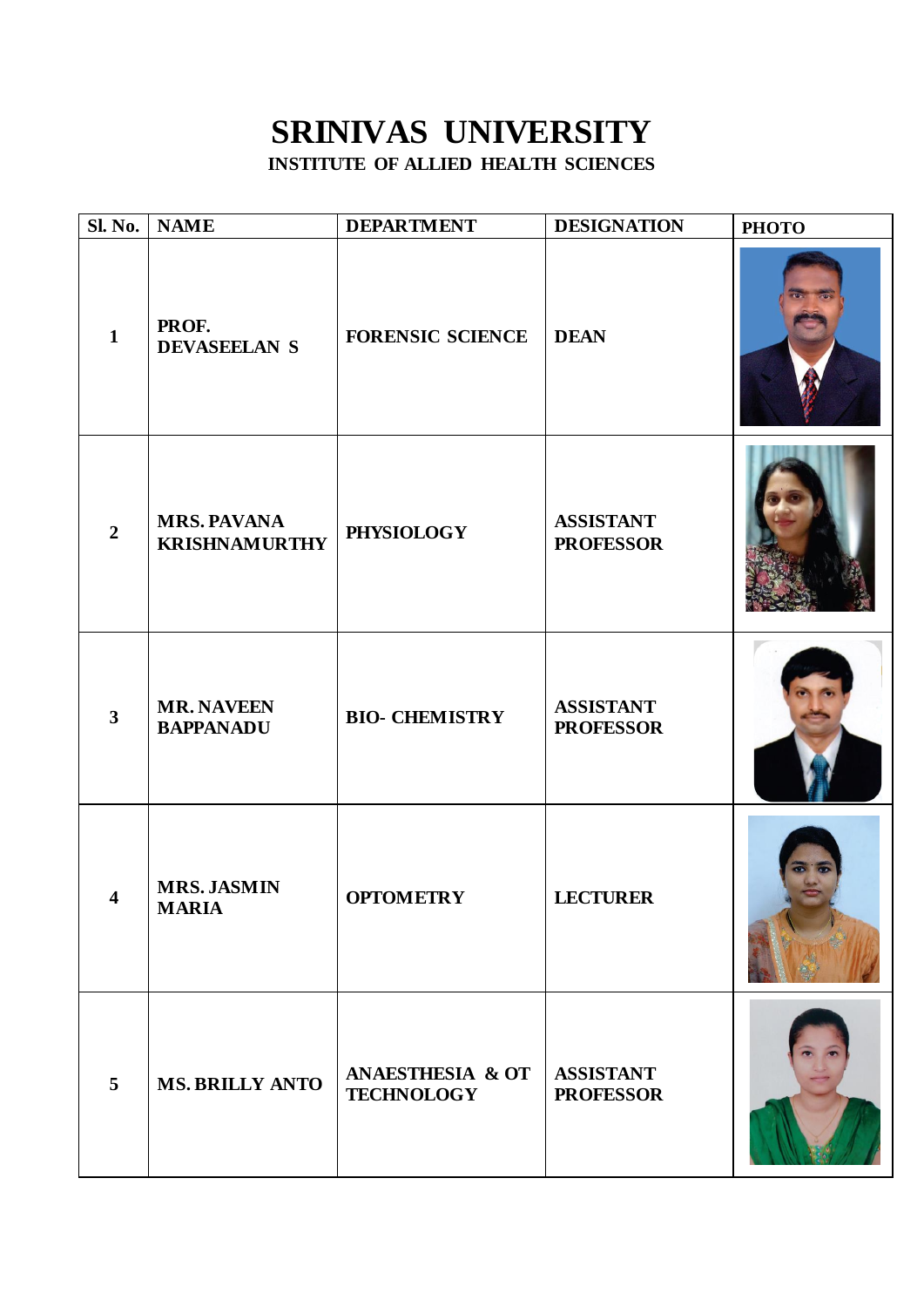# SRINIVAS UNIVERSITY

## INSTITUTE OF ALLIED HEALTH SCIENCES

| Sl. No. | NAME | DEPARTMENT | DESIGNATION | PHOTO |
|---|---|---|---|---|
| 1 | PROF. DEVASEELAN S | FORENSIC SCIENCE | DEAN | |
| 2 | MRS. PAVANA KRISHNAMURTHY | PHYSIOLOGY | ASSISTANT PROFESSOR | |
| 3 | MR. NAVEEN BAPPANADU | BIO- CHEMISTRY | ASSISTANT PROFESSOR | |
| 4 | MRS. JASMIN MARIA | OPTOMETRY | LECTURER | |
| 5 | MS. BRILLY ANTO | ANAESTHESIA & OT TECHNOLOGY | ASSISTANT PROFESSOR | |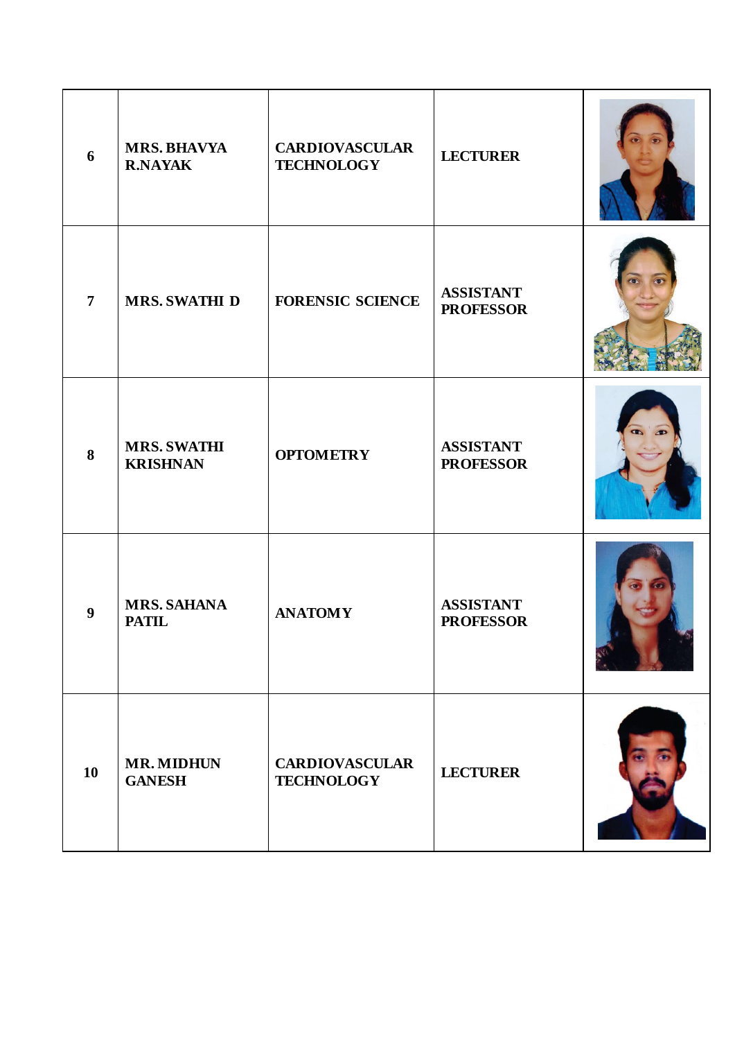| 6 | MRS. BHAVYA R.NAYAK | CARDIOVASCULAR TECHNOLOGY | LECTURER | |
|---|---|---|---|---|
| 7 | MRS. SWATHI D | FORENSIC SCIENCE | ASSISTANT PROFESSOR | |
| 8 | MRS. SWATHI KRISHNAN | OPTOMETRY | ASSISTANT PROFESSOR | |
| 9 | MRS. SAHANA PATIL | ANATOMY | ASSISTANT PROFESSOR | |
| 10 | MR. MIDHUN GANESH | CARDIOVASCULAR TECHNOLOGY | LECTURER | |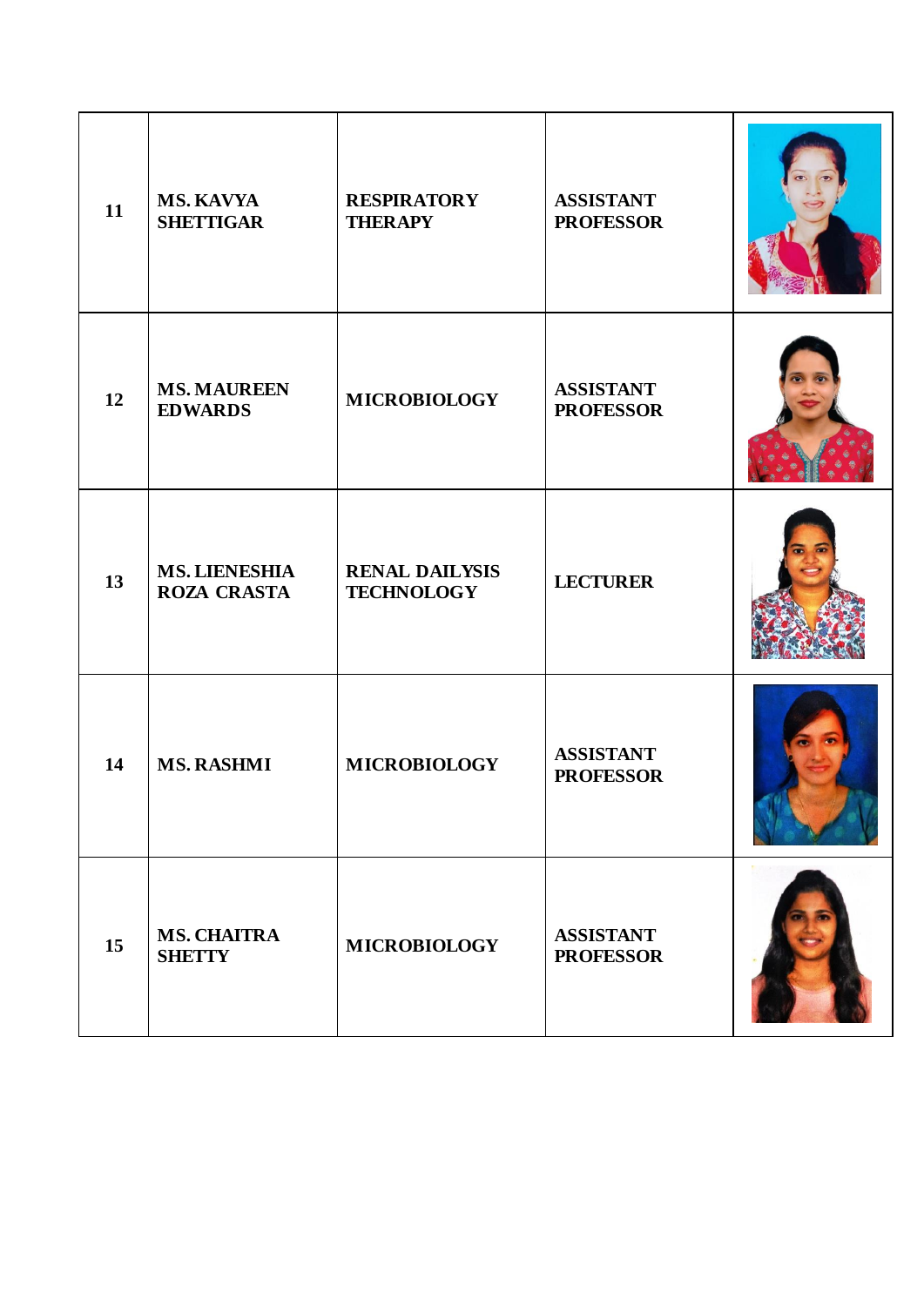| 11 | MS. KAVYA SHETTIGAR | RESPIRATORY THERAPY | ASSISTANT PROFESSOR | |
|---|---|---|---|---|
| 12 | MS. MAUREEN EDWARDS | MICROBIOLOGY | ASSISTANT PROFESSOR | |
| 13 | MS. LIENESHIA ROZA CRASTA | RENAL DAILYSIS TECHNOLOGY | LECTURER | |
| 14 | MS. RASHMI | MICROBIOLOGY | ASSISTANT PROFESSOR | |
| 15 | MS. CHAITRA SHETTY | MICROBIOLOGY | ASSISTANT PROFESSOR | |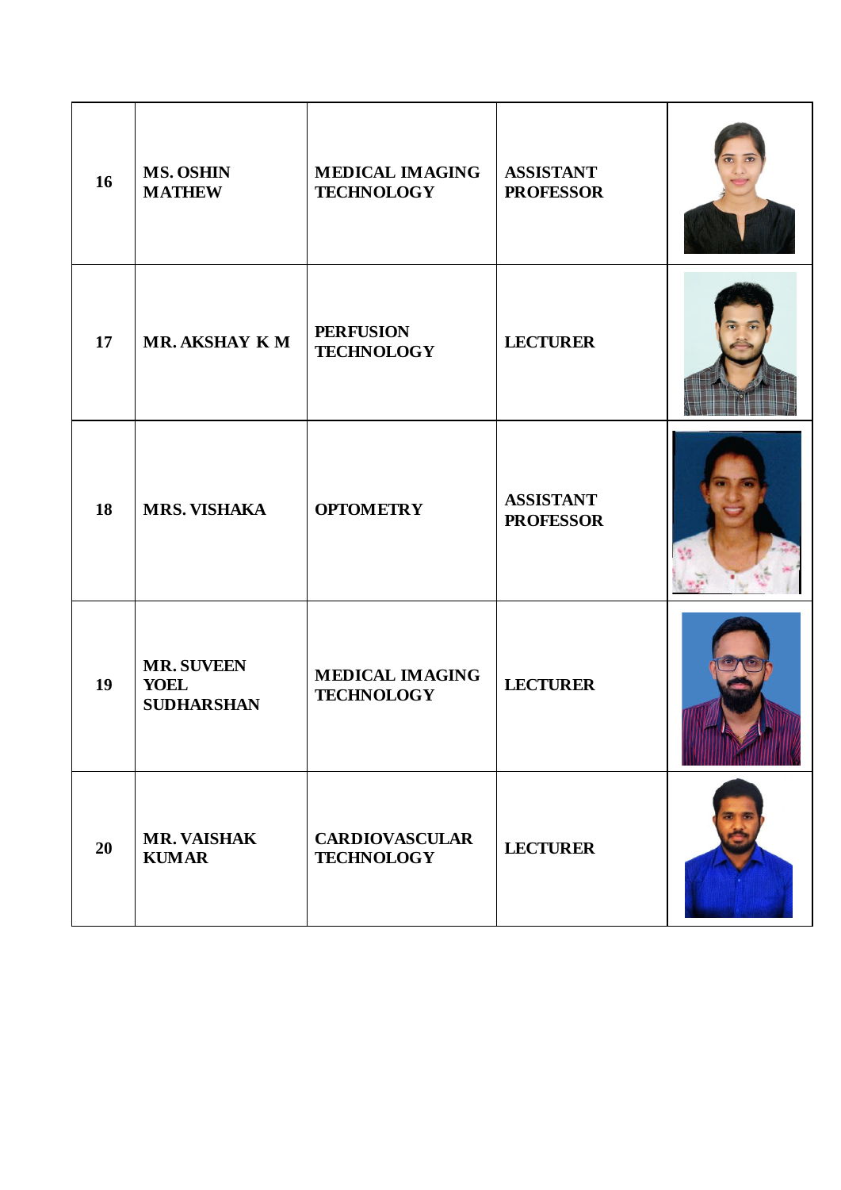| | | | | |
|---|---|---|---|---|
| 16 | MS. OSHIN MATHEW | MEDICAL IMAGING TECHNOLOGY | ASSISTANT PROFESSOR | |
| 17 | MR. AKSHAY K M | PERFUSION TECHNOLOGY | LECTURER | |
| 18 | MRS. VISHAKA | OPTOMETRY | ASSISTANT PROFESSOR | |
| 19 | MR. SUVEEN YOEL SUDHARSHAN | MEDICAL IMAGING TECHNOLOGY | LECTURER | |
| 20 | MR. VAISHAK KUMAR | CARDIOVASCULAR TECHNOLOGY | LECTURER | |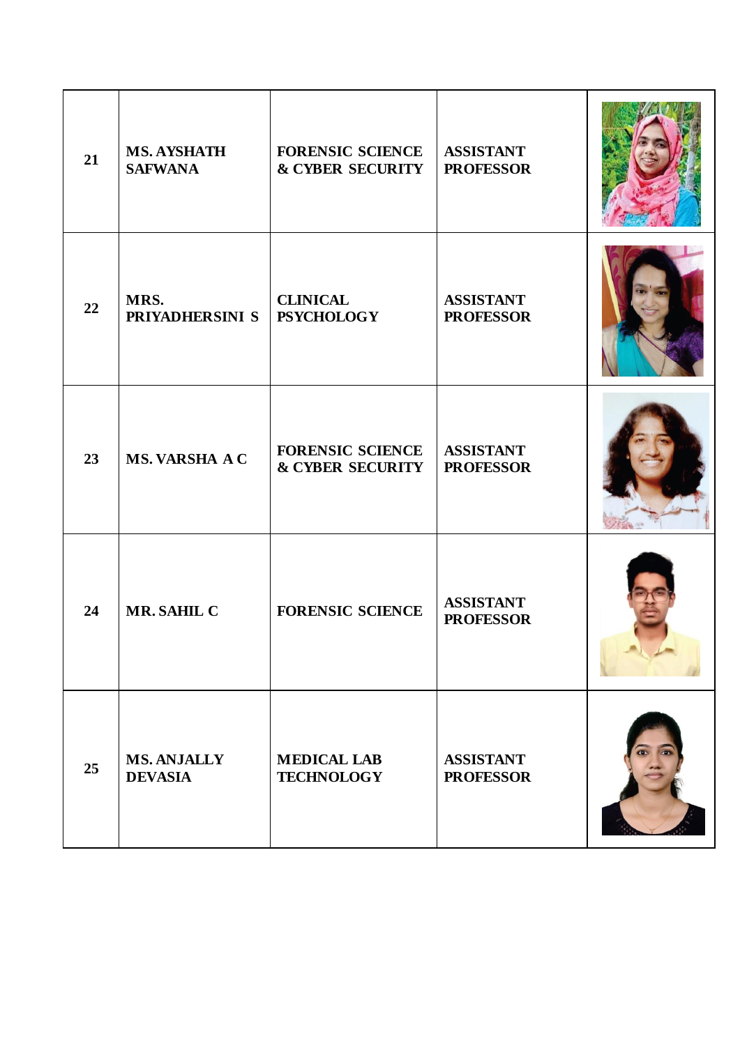| 21 | MS. AYSHATH SAFWANA | FORENSIC SCIENCE & CYBER SECURITY | ASSISTANT PROFESSOR | |
|---|---|---|---|---|
| 22 | MRS. PRIYADHERSINI S | CLINICAL PSYCHOLOGY | ASSISTANT PROFESSOR | |
| 23 | MS. VARSHA A C | FORENSIC SCIENCE & CYBER SECURITY | ASSISTANT PROFESSOR | |
| 24 | MR. SAHIL C | FORENSIC SCIENCE | ASSISTANT PROFESSOR | |
| 25 | MS. ANJALLY DEVASIA | MEDICAL LAB TECHNOLOGY | ASSISTANT PROFESSOR | |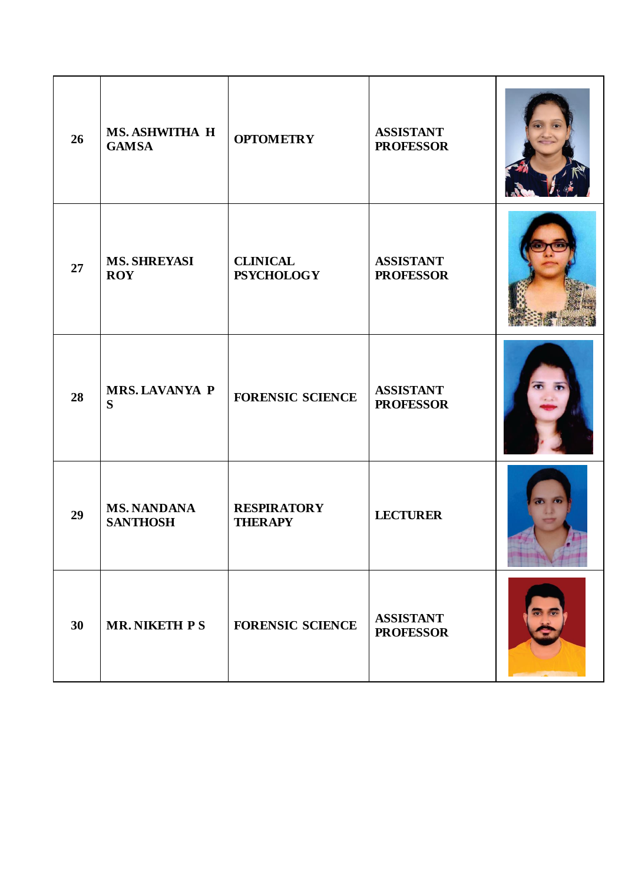| | | | | |
|---|---|---|---|---|
| 26 | **MS. ASHWITHA H GAMSA** | **OPTOMETRY** | **ASSISTANT PROFESSOR** | |
| 27 | **MS. SHREYASI ROY** | **CLINICAL PSYCHOLOGY** | **ASSISTANT PROFESSOR** | |
| 28 | **MRS. LAVANYA P S** | **FORENSIC SCIENCE** | **ASSISTANT PROFESSOR** | |
| 29 | **MS. NANDANA SANTHOSH** | **RESPIRATORY THERAPY** | **LECTURER** | |
| 30 | **MR. NIKETH P S** | **FORENSIC SCIENCE** | **ASSISTANT PROFESSOR** | |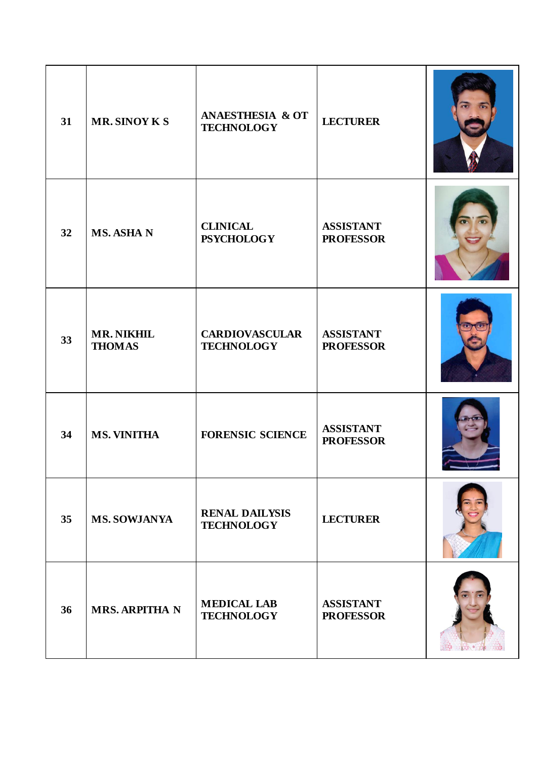| 31 | MR. SINOY K S | ANAESTHESIA & OT TECHNOLOGY | LECTURER | |
|---|---|---|---|---|
| 32 | MS. ASHA N | CLINICAL PSYCHOLOGY | ASSISTANT PROFESSOR | |
| 33 | MR. NIKHIL THOMAS | CARDIOVASCULAR TECHNOLOGY | ASSISTANT PROFESSOR | |
| 34 | MS. VINITHA | FORENSIC SCIENCE | ASSISTANT PROFESSOR | |
| 35 | MS. SOWJANYA | RENAL DAILYSIS TECHNOLOGY | LECTURER | |
| 36 | MRS. ARPITHA N | MEDICAL LAB TECHNOLOGY | ASSISTANT PROFESSOR | |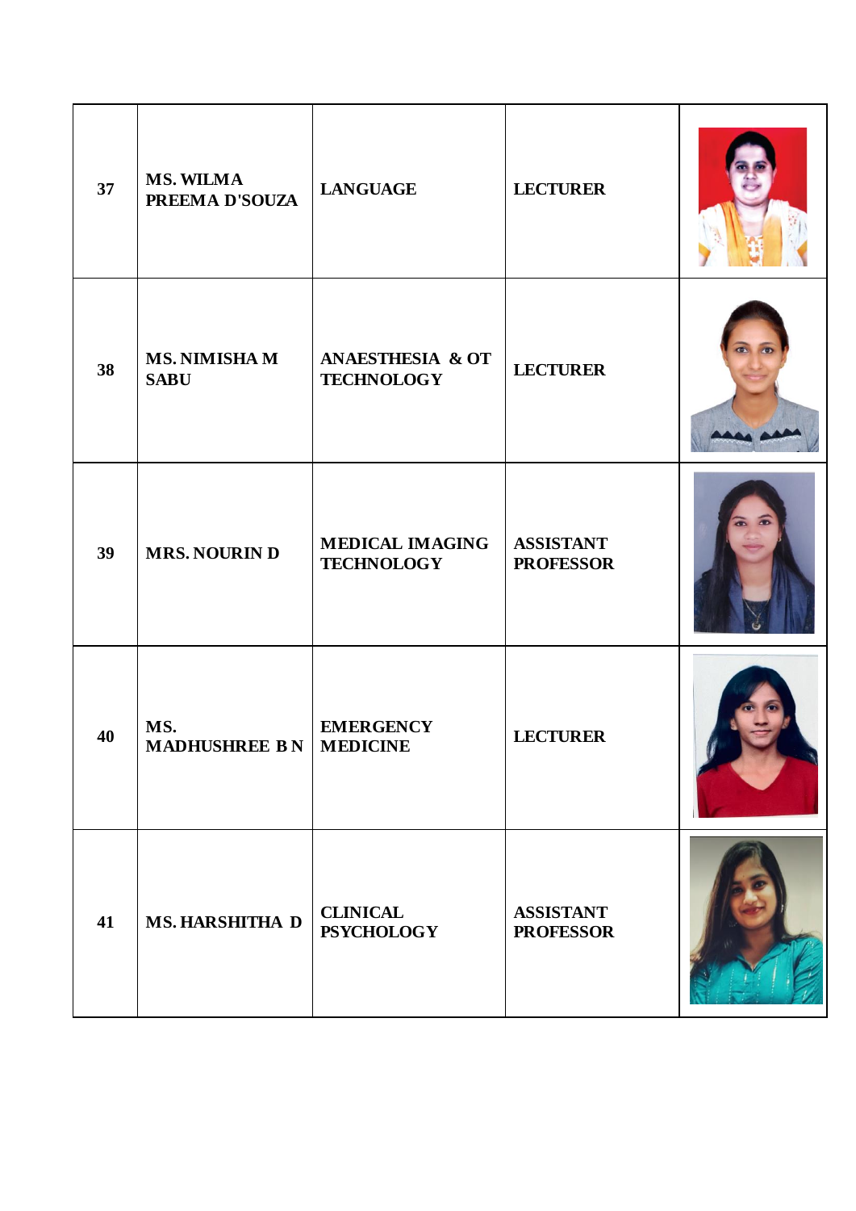| 37 | MS. WILMA PREEMA D'SOUZA | LANGUAGE | LECTURER | |
|---|---|---|---|---|
| 38 | MS. NIMISHA M SABU | ANAESTHESIA & OT TECHNOLOGY | LECTURER | |
| 39 | MRS. NOURIN D | MEDICAL IMAGING TECHNOLOGY | ASSISTANT PROFESSOR | |
| 40 | MS. MADHUSHREE B N | EMERGENCY MEDICINE | LECTURER | |
| 41 | MS. HARSHITHA D | CLINICAL PSYCHOLOGY | ASSISTANT PROFESSOR | |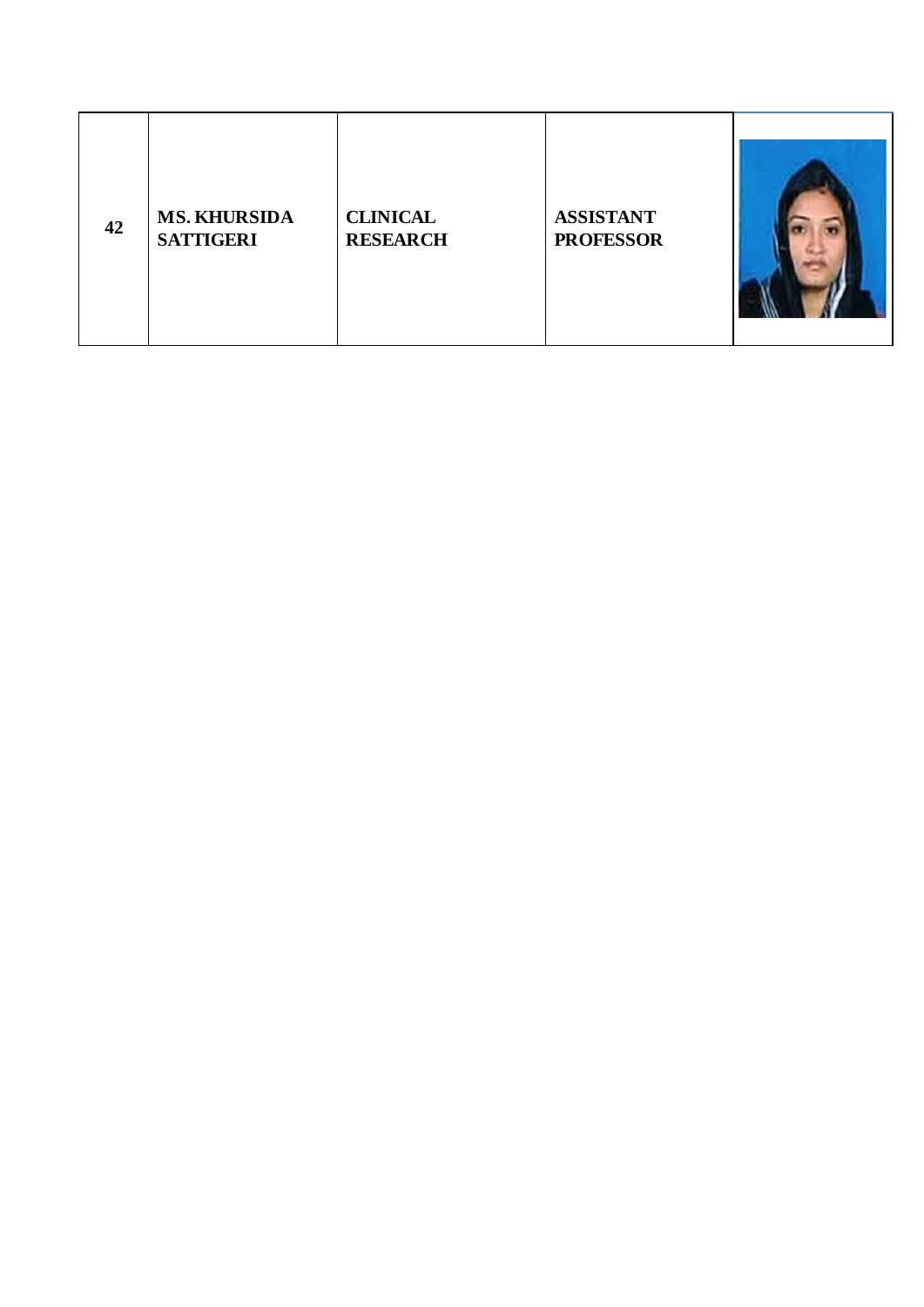| | | | | |
|---|---|---|---|---|
| 42 | MS. KHURSIDA SATTIGERI | CLINICAL RESEARCH | ASSISTANT PROFESSOR | |